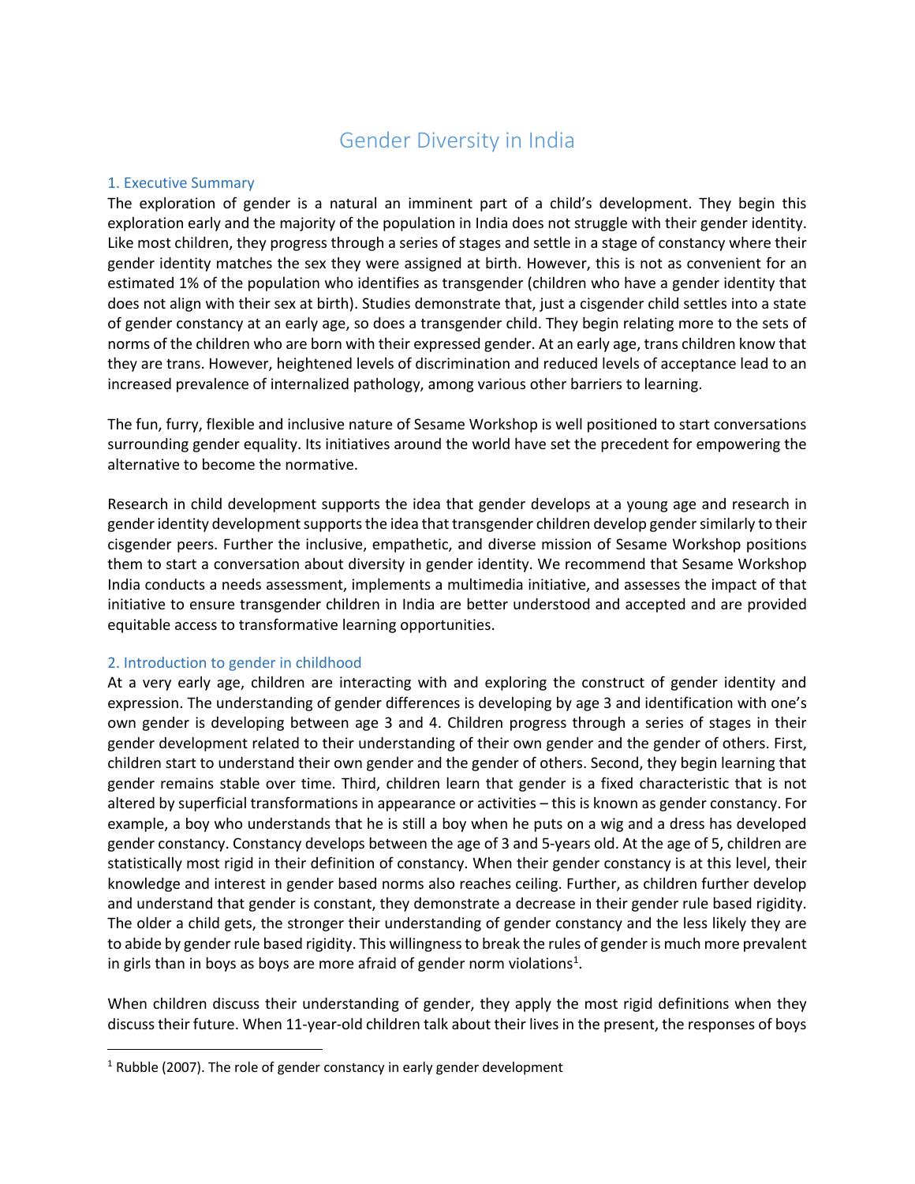# Gender Diversity in India

## 1. Executive Summary

The exploration of gender is a natural an imminent part of a child's development. They begin this exploration early and the majority of the population in India does not struggle with their gender identity. Like most children, they progress through a series of stages and settle in a stage of constancy where their gender identity matches the sex they were assigned at birth. However, this is not as convenient for an estimated 1% of the population who identifies as transgender (children who have a gender identity that does not align with their sex at birth). Studies demonstrate that, just a cisgender child settles into a state of gender constancy at an early age, so does a transgender child. They begin relating more to the sets of norms of the children who are born with their expressed gender. At an early age, trans children know that they are trans. However, heightened levels of discrimination and reduced levels of acceptance lead to an increased prevalence of internalized pathology, among various other barriers to learning.

The fun, furry, flexible and inclusive nature of Sesame Workshop is well positioned to start conversations surrounding gender equality. Its initiatives around the world have set the precedent for empowering the alternative to become the normative.

Research in child development supports the idea that gender develops at a young age and research in gender identity development supports the idea that transgender children develop gender similarly to their cisgender peers. Further the inclusive, empathetic, and diverse mission of Sesame Workshop positions them to start a conversation about diversity in gender identity. We recommend that Sesame Workshop India conducts a needs assessment, implements a multimedia initiative, and assesses the impact of that initiative to ensure transgender children in India are better understood and accepted and are provided equitable access to transformative learning opportunities.

## 2. Introduction to gender in childhood

At a very early age, children are interacting with and exploring the construct of gender identity and expression. The understanding of gender differences is developing by age 3 and identification with one's own gender is developing between age 3 and 4. Children progress through a series of stages in their gender development related to their understanding of their own gender and the gender of others. First, children start to understand their own gender and the gender of others. Second, they begin learning that gender remains stable over time. Third, children learn that gender is a fixed characteristic that is not altered by superficial transformations in appearance or activities – this is known as gender constancy. For example, a boy who understands that he is still a boy when he puts on a wig and a dress has developed gender constancy. Constancy develops between the age of 3 and 5-years old. At the age of 5, children are statistically most rigid in their definition of constancy. When their gender constancy is at this level, their knowledge and interest in gender based norms also reaches ceiling. Further, as children further develop and understand that gender is constant, they demonstrate a decrease in their gender rule based rigidity. The older a child gets, the stronger their understanding of gender constancy and the less likely they are to abide by gender rule based rigidity. This willingness to break the rules of gender is much more prevalent in girls than in boys as boys are more afraid of gender norm violations[1].

When children discuss their understanding of gender, they apply the most rigid definitions when they discuss their future. When 11-year-old children talk about their lives in the present, the responses of boys

---

[1] Rubble (2007). The role of gender constancy in early gender development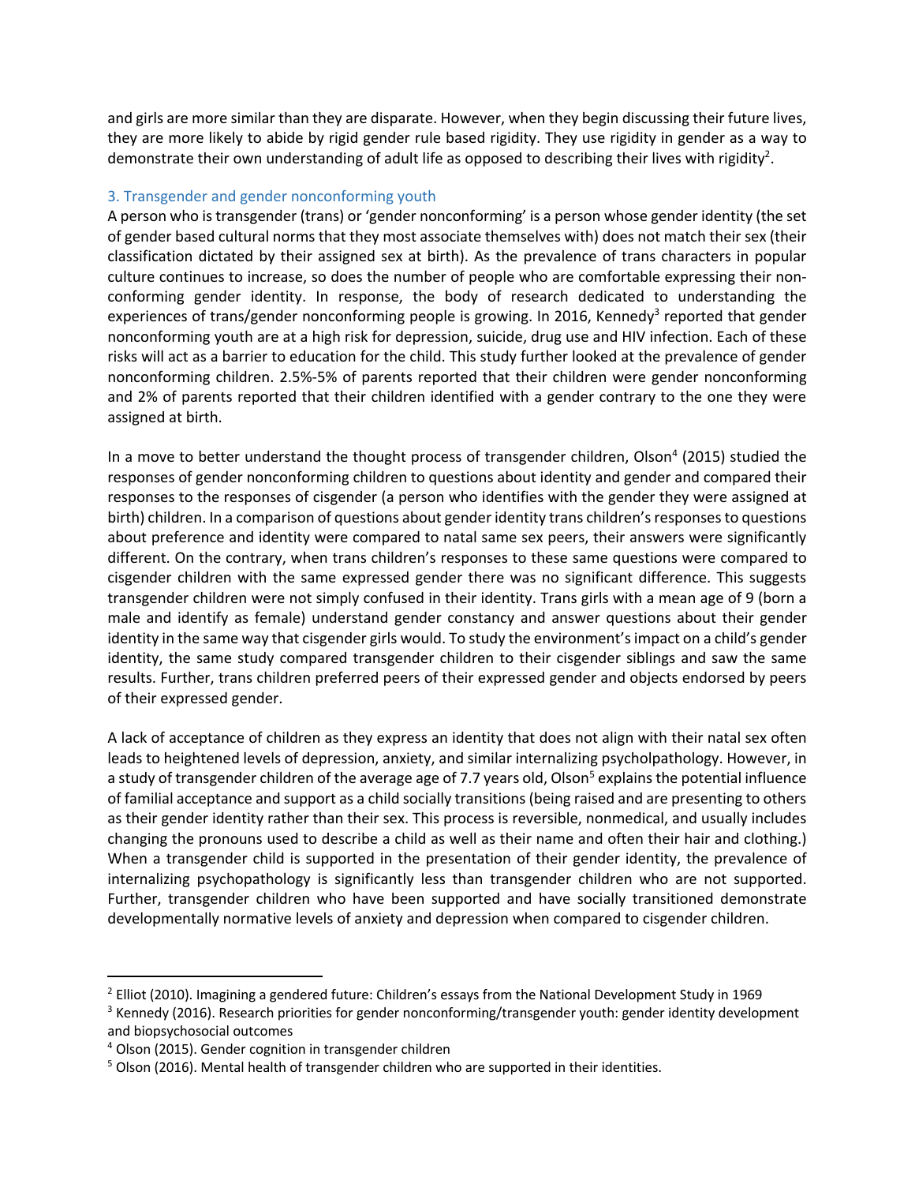and girls are more similar than they are disparate. However, when they begin discussing their future lives, they are more likely to abide by rigid gender rule based rigidity. They use rigidity in gender as a way to demonstrate their own understanding of adult life as opposed to describing their lives with rigidity[2].

## 3. Transgender and gender nonconforming youth

A person who is transgender (trans) or 'gender nonconforming' is a person whose gender identity (the set of gender based cultural norms that they most associate themselves with) does not match their sex (their classification dictated by their assigned sex at birth). As the prevalence of trans characters in popular culture continues to increase, so does the number of people who are comfortable expressing their non-conforming gender identity. In response, the body of research dedicated to understanding the experiences of trans/gender nonconforming people is growing. In 2016, Kennedy[3] reported that gender nonconforming youth are at a high risk for depression, suicide, drug use and HIV infection. Each of these risks will act as a barrier to education for the child. This study further looked at the prevalence of gender nonconforming children. 2.5%-5% of parents reported that their children were gender nonconforming and 2% of parents reported that their children identified with a gender contrary to the one they were assigned at birth.

In a move to better understand the thought process of transgender children, Olson[4] (2015) studied the responses of gender nonconforming children to questions about identity and gender and compared their responses to the responses of cisgender (a person who identifies with the gender they were assigned at birth) children. In a comparison of questions about gender identity trans children's responses to questions about preference and identity were compared to natal same sex peers, their answers were significantly different. On the contrary, when trans children's responses to these same questions were compared to cisgender children with the same expressed gender there was no significant difference. This suggests transgender children were not simply confused in their identity. Trans girls with a mean age of 9 (born a male and identify as female) understand gender constancy and answer questions about their gender identity in the same way that cisgender girls would. To study the environment's impact on a child's gender identity, the same study compared transgender children to their cisgender siblings and saw the same results. Further, trans children preferred peers of their expressed gender and objects endorsed by peers of their expressed gender.

A lack of acceptance of children as they express an identity that does not align with their natal sex often leads to heightened levels of depression, anxiety, and similar internalizing psycholpathology. However, in a study of transgender children of the average age of 7.7 years old, Olson[5] explains the potential influence of familial acceptance and support as a child socially transitions (being raised and are presenting to others as their gender identity rather than their sex. This process is reversible, nonmedical, and usually includes changing the pronouns used to describe a child as well as their name and often their hair and clothing.) When a transgender child is supported in the presentation of their gender identity, the prevalence of internalizing psychopathology is significantly less than transgender children who are not supported. Further, transgender children who have been supported and have socially transitioned demonstrate developmentally normative levels of anxiety and depression when compared to cisgender children.

---

[2] Elliot (2010). Imagining a gendered future: Children's essays from the National Development Study in 1969

[3] Kennedy (2016). Research priorities for gender nonconforming/transgender youth: gender identity development and biopsychosocial outcomes

[4] Olson (2015). Gender cognition in transgender children

[5] Olson (2016). Mental health of transgender children who are supported in their identities.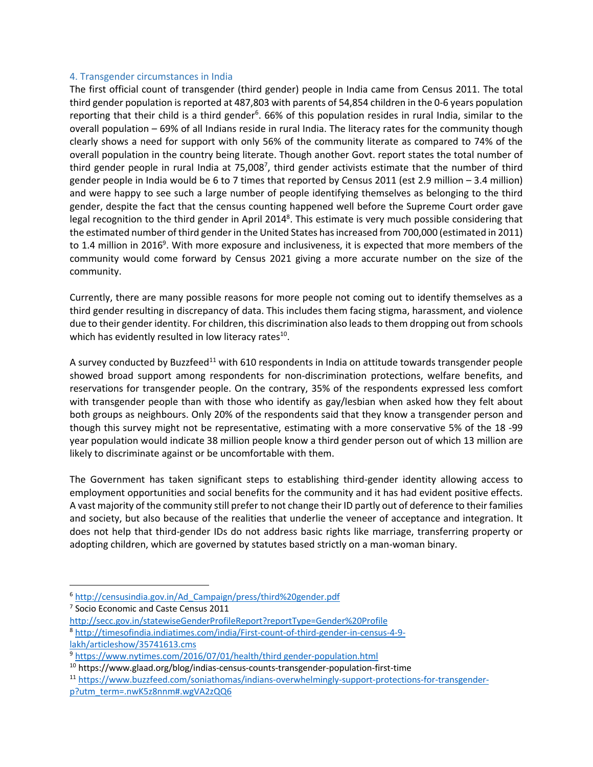## 4. Transgender circumstances in India

The first official count of transgender (third gender) people in India came from Census 2011. The total third gender population is reported at 487,803 with parents of 54,854 children in the 0-6 years population reporting that their child is a third gender[6]. 66% of this population resides in rural India, similar to the overall population – 69% of all Indians reside in rural India. The literacy rates for the community though clearly shows a need for support with only 56% of the community literate as compared to 74% of the overall population in the country being literate. Though another Govt. report states the total number of third gender people in rural India at 75,008[7], third gender activists estimate that the number of third gender people in India would be 6 to 7 times that reported by Census 2011 (est 2.9 million – 3.4 million) and were happy to see such a large number of people identifying themselves as belonging to the third gender, despite the fact that the census counting happened well before the Supreme Court order gave legal recognition to the third gender in April 2014[8]. This estimate is very much possible considering that the estimated number of third gender in the United States has increased from 700,000 (estimated in 2011) to 1.4 million in 2016[9]. With more exposure and inclusiveness, it is expected that more members of the community would come forward by Census 2021 giving a more accurate number on the size of the community.

Currently, there are many possible reasons for more people not coming out to identify themselves as a third gender resulting in discrepancy of data. This includes them facing stigma, harassment, and violence due to their gender identity. For children, this discrimination also leads to them dropping out from schools which has evidently resulted in low literacy rates[10].

A survey conducted by Buzzfeed[11] with 610 respondents in India on attitude towards transgender people showed broad support among respondents for non-discrimination protections, welfare benefits, and reservations for transgender people. On the contrary, 35% of the respondents expressed less comfort with transgender people than with those who identify as gay/lesbian when asked how they felt about both groups as neighbours. Only 20% of the respondents said that they know a transgender person and though this survey might not be representative, estimating with a more conservative 5% of the 18 -99 year population would indicate 38 million people know a third gender person out of which 13 million are likely to discriminate against or be uncomfortable with them.

The Government has taken significant steps to establishing third-gender identity allowing access to employment opportunities and social benefits for the community and it has had evident positive effects. A vast majority of the community still prefer to not change their ID partly out of deference to their families and society, but also because of the realities that underlie the veneer of acceptance and integration. It does not help that third-gender IDs do not address basic rights like marriage, transferring property or adopting children, which are governed by statutes based strictly on a man-woman binary.

---

[6] http://censusindia.gov.in/Ad_Campaign/press/third%20gender.pdf

[7] Socio Economic and Caste Census 2011 http://secc.gov.in/statewiseGenderProfileReport?reportType=Gender%20Profile

[8] http://timesofindia.indiatimes.com/india/First-count-of-third-gender-in-census-4-9-lakh/articleshow/35741613.cms

[9] https://www.nytimes.com/2016/07/01/health/third gender-population.html

[10] https://www.glaad.org/blog/indias-census-counts-transgender-population-first-time

[11] https://www.buzzfeed.com/soniathomas/indians-overwhelmingly-support-protections-for-transgender-p?utm_term=.nwK5z8nnm#.wgVA2zQQ6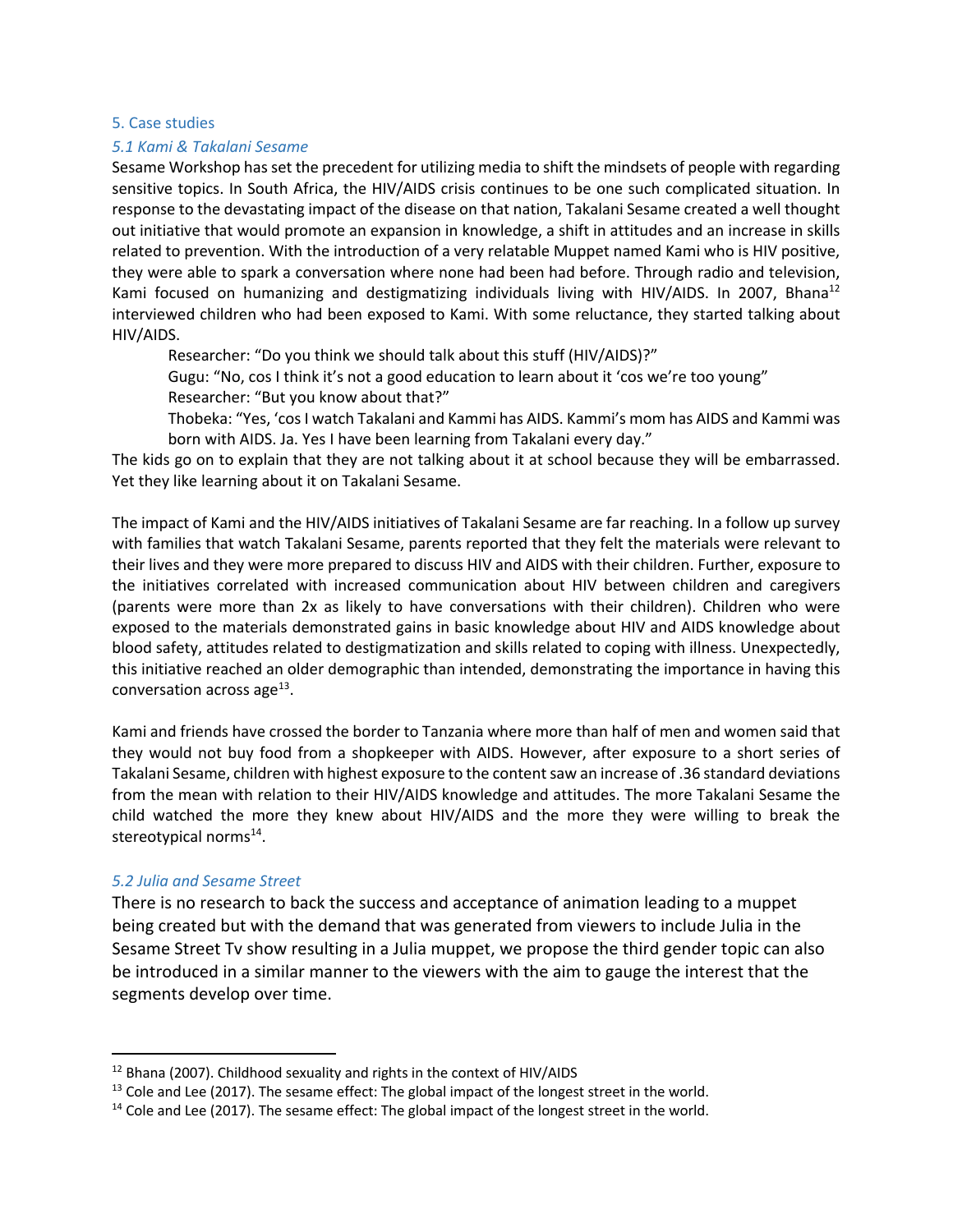## 5. Case studies

### *5.1 Kami & Takalani Sesame*

Sesame Workshop has set the precedent for utilizing media to shift the mindsets of people with regarding sensitive topics. In South Africa, the HIV/AIDS crisis continues to be one such complicated situation. In response to the devastating impact of the disease on that nation, Takalani Sesame created a well thought out initiative that would promote an expansion in knowledge, a shift in attitudes and an increase in skills related to prevention. With the introduction of a very relatable Muppet named Kami who is HIV positive, they were able to spark a conversation where none had been had before. Through radio and television, Kami focused on humanizing and destigmatizing individuals living with HIV/AIDS. In 2007, Bhana[12] interviewed children who had been exposed to Kami. With some reluctance, they started talking about HIV/AIDS.

> Researcher: "Do you think we should talk about this stuff (HIV/AIDS)?"
> Gugu: "No, cos I think it's not a good education to learn about it 'cos we're too young"
> Researcher: "But you know about that?"
> Thobeka: "Yes, 'cos I watch Takalani and Kammi has AIDS. Kammi's mom has AIDS and Kammi was born with AIDS. Ja. Yes I have been learning from Takalani every day."

The kids go on to explain that they are not talking about it at school because they will be embarrassed. Yet they like learning about it on Takalani Sesame.

The impact of Kami and the HIV/AIDS initiatives of Takalani Sesame are far reaching. In a follow up survey with families that watch Takalani Sesame, parents reported that they felt the materials were relevant to their lives and they were more prepared to discuss HIV and AIDS with their children. Further, exposure to the initiatives correlated with increased communication about HIV between children and caregivers (parents were more than 2x as likely to have conversations with their children). Children who were exposed to the materials demonstrated gains in basic knowledge about HIV and AIDS knowledge about blood safety, attitudes related to destigmatization and skills related to coping with illness. Unexpectedly, this initiative reached an older demographic than intended, demonstrating the importance in having this conversation across age[13].

Kami and friends have crossed the border to Tanzania where more than half of men and women said that they would not buy food from a shopkeeper with AIDS. However, after exposure to a short series of Takalani Sesame, children with highest exposure to the content saw an increase of .36 standard deviations from the mean with relation to their HIV/AIDS knowledge and attitudes. The more Takalani Sesame the child watched the more they knew about HIV/AIDS and the more they were willing to break the stereotypical norms[14].

### *5.2 Julia and Sesame Street*

There is no research to back the success and acceptance of animation leading to a muppet being created but with the demand that was generated from viewers to include Julia in the Sesame Street Tv show resulting in a Julia muppet, we propose the third gender topic can also be introduced in a similar manner to the viewers with the aim to gauge the interest that the segments develop over time.

---

[12] Bhana (2007). Childhood sexuality and rights in the context of HIV/AIDS

[13] Cole and Lee (2017). The sesame effect: The global impact of the longest street in the world.

[14] Cole and Lee (2017). The sesame effect: The global impact of the longest street in the world.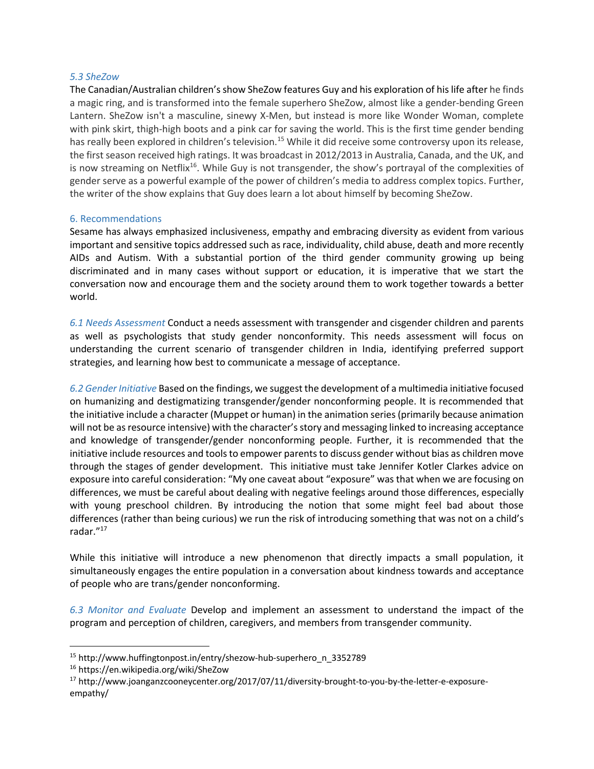### *5.3 SheZow*

The Canadian/Australian children's show SheZow features Guy and his exploration of his life after he finds a magic ring, and is transformed into the female superhero SheZow, almost like a gender-bending Green Lantern. SheZow isn't a masculine, sinewy X-Men, but instead is more like Wonder Woman, complete with pink skirt, thigh-high boots and a pink car for saving the world. This is the first time gender bending has really been explored in children's television.[15] While it did receive some controversy upon its release, the first season received high ratings. It was broadcast in 2012/2013 in Australia, Canada, and the UK, and is now streaming on Netflix[16]. While Guy is not transgender, the show's portrayal of the complexities of gender serve as a powerful example of the power of children's media to address complex topics. Further, the writer of the show explains that Guy does learn a lot about himself by becoming SheZow.

## 6. Recommendations

Sesame has always emphasized inclusiveness, empathy and embracing diversity as evident from various important and sensitive topics addressed such as race, individuality, child abuse, death and more recently AIDs and Autism. With a substantial portion of the third gender community growing up being discriminated and in many cases without support or education, it is imperative that we start the conversation now and encourage them and the society around them to work together towards a better world.

*6.1 Needs Assessment* Conduct a needs assessment with transgender and cisgender children and parents as well as psychologists that study gender nonconformity. This needs assessment will focus on understanding the current scenario of transgender children in India, identifying preferred support strategies, and learning how best to communicate a message of acceptance.

*6.2 Gender Initiative* Based on the findings, we suggest the development of a multimedia initiative focused on humanizing and destigmatizing transgender/gender nonconforming people. It is recommended that the initiative include a character (Muppet or human) in the animation series (primarily because animation will not be as resource intensive) with the character's story and messaging linked to increasing acceptance and knowledge of transgender/gender nonconforming people. Further, it is recommended that the initiative include resources and tools to empower parents to discuss gender without bias as children move through the stages of gender development. This initiative must take Jennifer Kotler Clarkes advice on exposure into careful consideration: "My one caveat about "exposure" was that when we are focusing on differences, we must be careful about dealing with negative feelings around those differences, especially with young preschool children. By introducing the notion that some might feel bad about those differences (rather than being curious) we run the risk of introducing something that was not on a child's radar."[17]

While this initiative will introduce a new phenomenon that directly impacts a small population, it simultaneously engages the entire population in a conversation about kindness towards and acceptance of people who are trans/gender nonconforming.

*6.3 Monitor and Evaluate* Develop and implement an assessment to understand the impact of the program and perception of children, caregivers, and members from transgender community.

---

[15] http://www.huffingtonpost.in/entry/shezow-hub-superhero_n_3352789

[16] https://en.wikipedia.org/wiki/SheZow

[17] http://www.joanganzcooneycenter.org/2017/07/11/diversity-brought-to-you-by-the-letter-e-exposure-empathy/